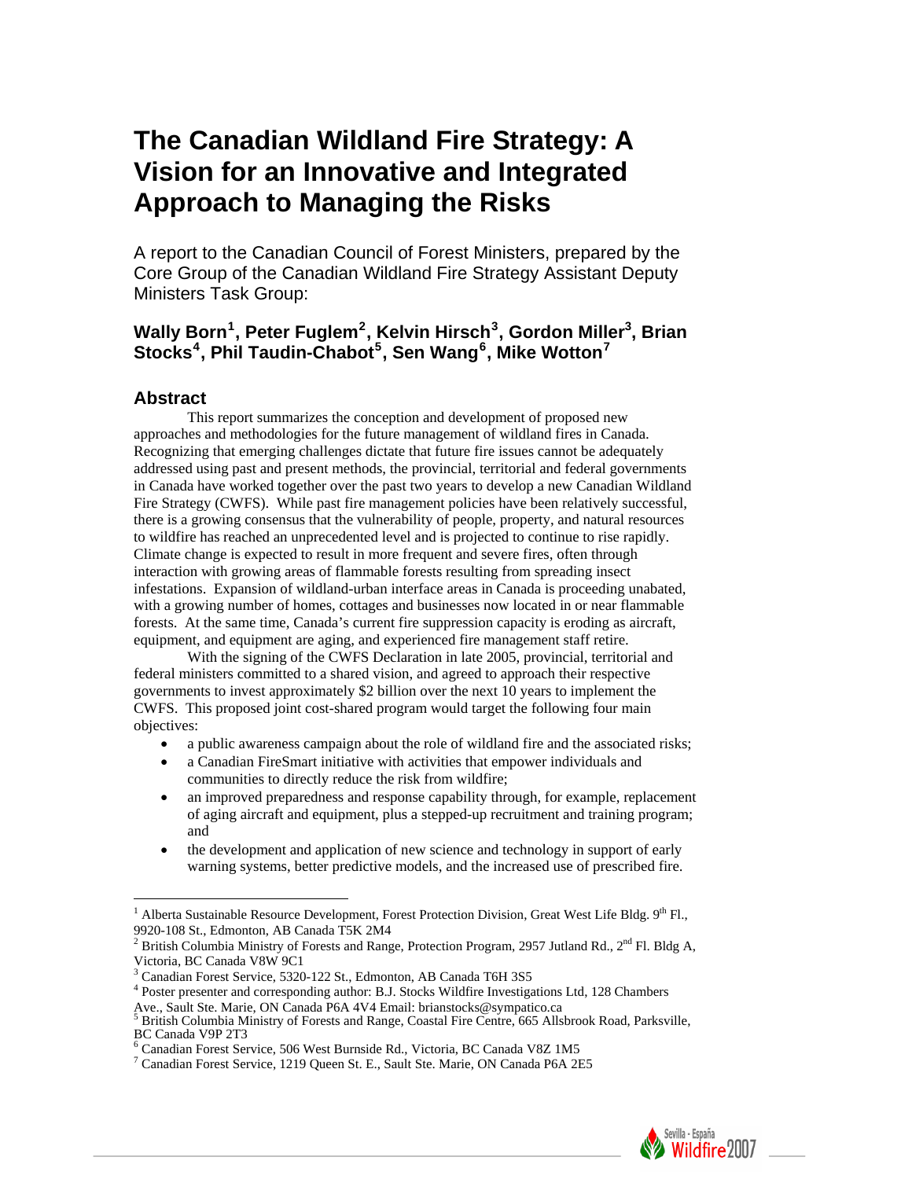# The Canadian Wildland Fire Strategy: A Vision for an Innovative and Integrated Approach to Managing the Risks

A report to the Canadian Council of Forest Ministers, prepared by the Core Group of the Canadian Wildland Fire Strategy Assistant Deputy Ministers Task Group:

### Wally Born[1], Peter Fuglem[2], Kelvin Hirsch[3], Gordon Miller[3], Brian Stocks[4], Phil Taudin-Chabot[5], Sen Wang[6], Mike Wotton[7]

## Abstract

This report summarizes the conception and development of proposed new approaches and methodologies for the future management of wildland fires in Canada. Recognizing that emerging challenges dictate that future fire issues cannot be adequately addressed using past and present methods, the provincial, territorial and federal governments in Canada have worked together over the past two years to develop a new Canadian Wildland Fire Strategy (CWFS). While past fire management policies have been relatively successful, there is a growing consensus that the vulnerability of people, property, and natural resources to wildfire has reached an unprecedented level and is projected to continue to rise rapidly. Climate change is expected to result in more frequent and severe fires, often through interaction with growing areas of flammable forests resulting from spreading insect infestations. Expansion of wildland-urban interface areas in Canada is proceeding unabated, with a growing number of homes, cottages and businesses now located in or near flammable forests. At the same time, Canada's current fire suppression capacity is eroding as aircraft, equipment, and equipment are aging, and experienced fire management staff retire.

With the signing of the CWFS Declaration in late 2005, provincial, territorial and federal ministers committed to a shared vision, and agreed to approach their respective governments to invest approximately $2 billion over the next 10 years to implement the CWFS. This proposed joint cost-shared program would target the following four main objectives:

- a public awareness campaign about the role of wildland fire and the associated risks;
- a Canadian FireSmart initiative with activities that empower individuals and communities to directly reduce the risk from wildfire;
- an improved preparedness and response capability through, for example, replacement of aging aircraft and equipment, plus a stepped-up recruitment and training program; and
- the development and application of new science and technology in support of early warning systems, better predictive models, and the increased use of prescribed fire.

---

[1] Alberta Sustainable Resource Development, Forest Protection Division, Great West Life Bldg. 9th Fl., 9920-108 St., Edmonton, AB Canada T5K 2M4

[2] British Columbia Ministry of Forests and Range, Protection Program, 2957 Jutland Rd., 2nd Fl. Bldg A, Victoria, BC Canada V8W 9C1

[3] Canadian Forest Service, 5320-122 St., Edmonton, AB Canada T6H 3S5

[4] Poster presenter and corresponding author: B.J. Stocks Wildfire Investigations Ltd, 128 Chambers Ave., Sault Ste. Marie, ON Canada P6A 4V4 Email: brianstocks@sympatico.ca

[5] British Columbia Ministry of Forests and Range, Coastal Fire Centre, 665 Allsbrook Road, Parksville, BC Canada V9P 2T3

[6] Canadian Forest Service, 506 West Burnside Rd., Victoria, BC Canada V8Z 1M5

[7] Canadian Forest Service, 1219 Queen St. E., Sault Ste. Marie, ON Canada P6A 2E5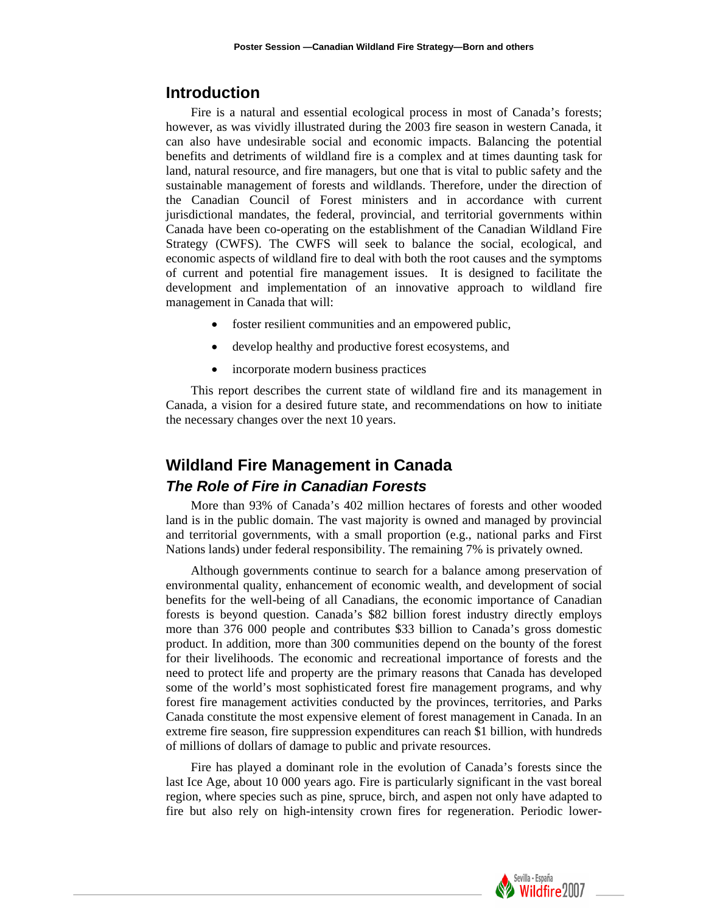## Introduction

Fire is a natural and essential ecological process in most of Canada's forests; however, as was vividly illustrated during the 2003 fire season in western Canada, it can also have undesirable social and economic impacts. Balancing the potential benefits and detriments of wildland fire is a complex and at times daunting task for land, natural resource, and fire managers, but one that is vital to public safety and the sustainable management of forests and wildlands. Therefore, under the direction of the Canadian Council of Forest ministers and in accordance with current jurisdictional mandates, the federal, provincial, and territorial governments within Canada have been co-operating on the establishment of the Canadian Wildland Fire Strategy (CWFS). The CWFS will seek to balance the social, ecological, and economic aspects of wildland fire to deal with both the root causes and the symptoms of current and potential fire management issues. It is designed to facilitate the development and implementation of an innovative approach to wildland fire management in Canada that will:

- foster resilient communities and an empowered public,
- develop healthy and productive forest ecosystems, and
- incorporate modern business practices

This report describes the current state of wildland fire and its management in Canada, a vision for a desired future state, and recommendations on how to initiate the necessary changes over the next 10 years.

## Wildland Fire Management in Canada

### *The Role of Fire in Canadian Forests*

More than 93% of Canada's 402 million hectares of forests and other wooded land is in the public domain. The vast majority is owned and managed by provincial and territorial governments, with a small proportion (e.g., national parks and First Nations lands) under federal responsibility. The remaining 7% is privately owned.

Although governments continue to search for a balance among preservation of environmental quality, enhancement of economic wealth, and development of social benefits for the well-being of all Canadians, the economic importance of Canadian forests is beyond question. Canada's $82 billion forest industry directly employs more than 376 000 people and contributes $33 billion to Canada's gross domestic product. In addition, more than 300 communities depend on the bounty of the forest for their livelihoods. The economic and recreational importance of forests and the need to protect life and property are the primary reasons that Canada has developed some of the world's most sophisticated forest fire management programs, and why forest fire management activities conducted by the provinces, territories, and Parks Canada constitute the most expensive element of forest management in Canada. In an extreme fire season, fire suppression expenditures can reach $1 billion, with hundreds of millions of dollars of damage to public and private resources.

Fire has played a dominant role in the evolution of Canada's forests since the last Ice Age, about 10 000 years ago. Fire is particularly significant in the vast boreal region, where species such as pine, spruce, birch, and aspen not only have adapted to fire but also rely on high-intensity crown fires for regeneration. Periodic lower-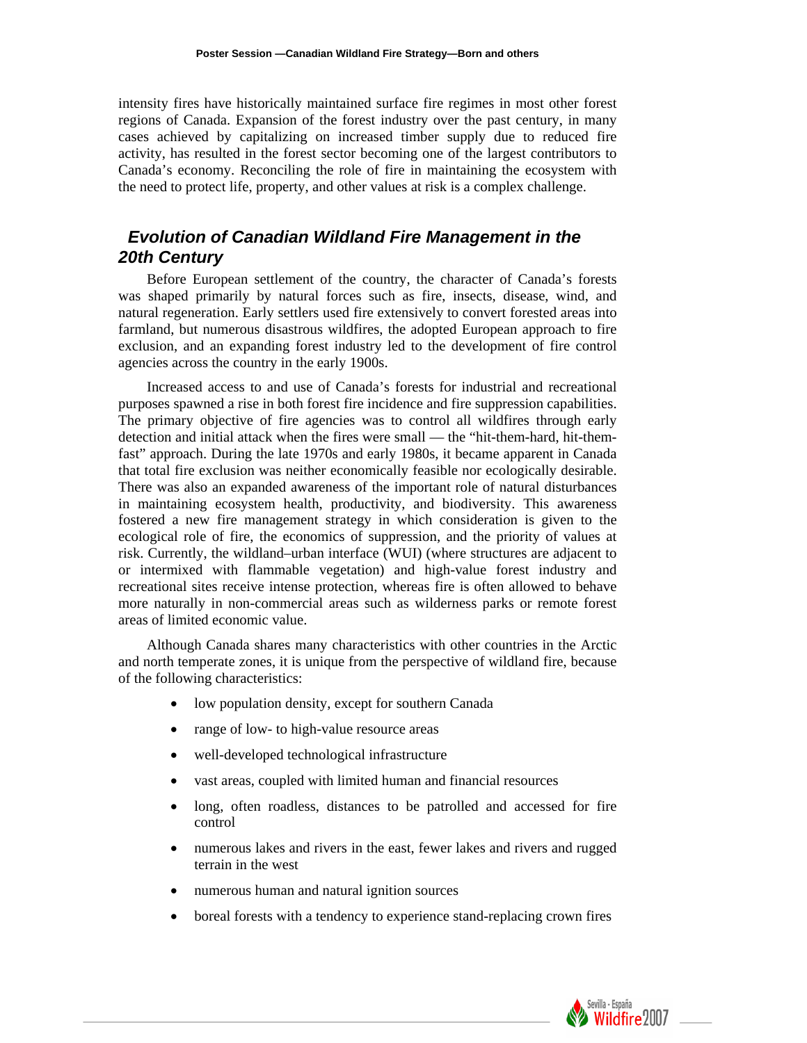intensity fires have historically maintained surface fire regimes in most other forest regions of Canada. Expansion of the forest industry over the past century, in many cases achieved by capitalizing on increased timber supply due to reduced fire activity, has resulted in the forest sector becoming one of the largest contributors to Canada's economy. Reconciling the role of fire in maintaining the ecosystem with the need to protect life, property, and other values at risk is a complex challenge.

## Evolution of Canadian Wildland Fire Management in the 20th Century

Before European settlement of the country, the character of Canada's forests was shaped primarily by natural forces such as fire, insects, disease, wind, and natural regeneration. Early settlers used fire extensively to convert forested areas into farmland, but numerous disastrous wildfires, the adopted European approach to fire exclusion, and an expanding forest industry led to the development of fire control agencies across the country in the early 1900s.

Increased access to and use of Canada's forests for industrial and recreational purposes spawned a rise in both forest fire incidence and fire suppression capabilities. The primary objective of fire agencies was to control all wildfires through early detection and initial attack when the fires were small — the "hit-them-hard, hit-them-fast" approach. During the late 1970s and early 1980s, it became apparent in Canada that total fire exclusion was neither economically feasible nor ecologically desirable. There was also an expanded awareness of the important role of natural disturbances in maintaining ecosystem health, productivity, and biodiversity. This awareness fostered a new fire management strategy in which consideration is given to the ecological role of fire, the economics of suppression, and the priority of values at risk. Currently, the wildland–urban interface (WUI) (where structures are adjacent to or intermixed with flammable vegetation) and high-value forest industry and recreational sites receive intense protection, whereas fire is often allowed to behave more naturally in non-commercial areas such as wilderness parks or remote forest areas of limited economic value.

Although Canada shares many characteristics with other countries in the Arctic and north temperate zones, it is unique from the perspective of wildland fire, because of the following characteristics:

- low population density, except for southern Canada
- range of low- to high-value resource areas
- well-developed technological infrastructure
- vast areas, coupled with limited human and financial resources
- long, often roadless, distances to be patrolled and accessed for fire control
- numerous lakes and rivers in the east, fewer lakes and rivers and rugged terrain in the west
- numerous human and natural ignition sources
- boreal forests with a tendency to experience stand-replacing crown fires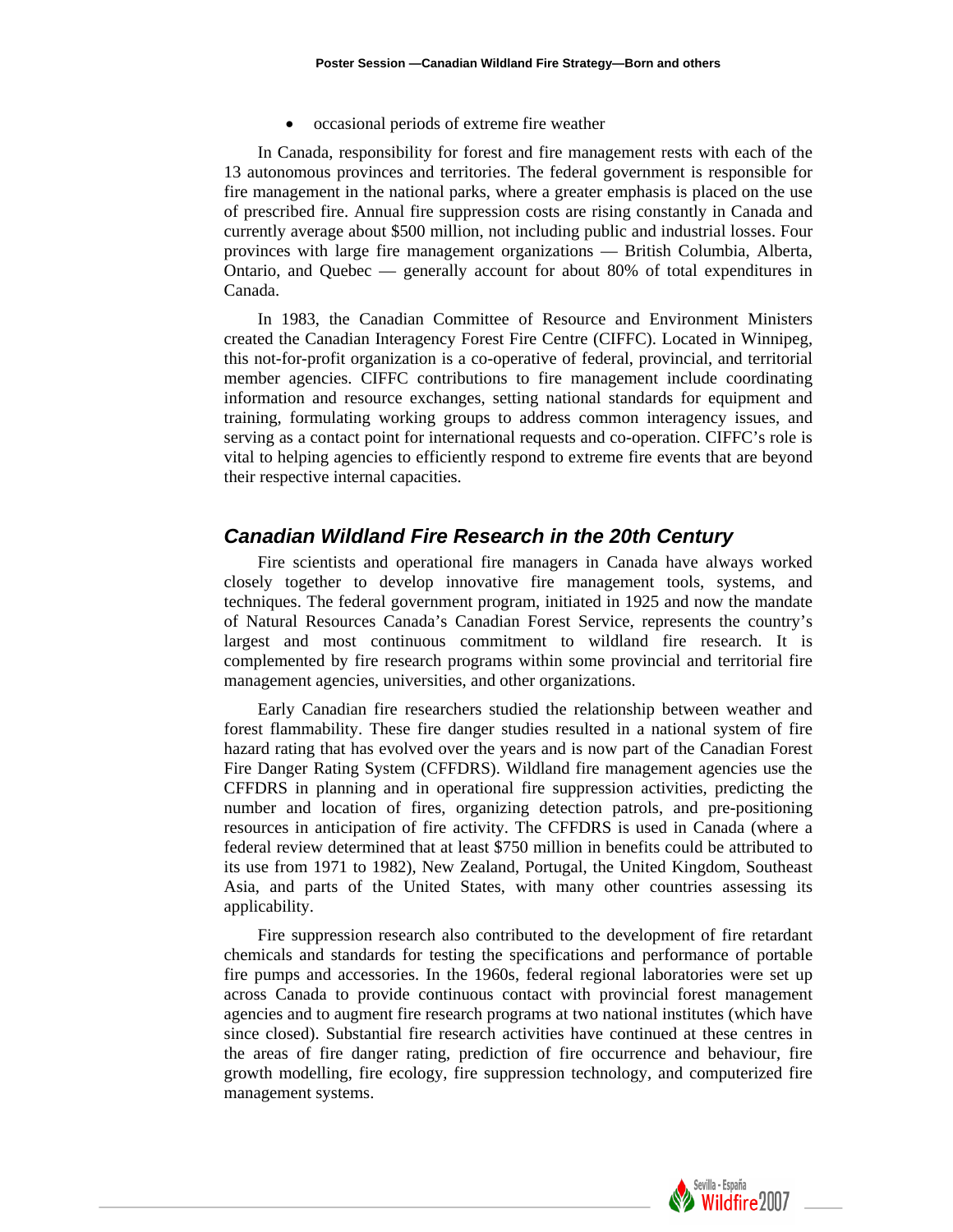- occasional periods of extreme fire weather

In Canada, responsibility for forest and fire management rests with each of the 13 autonomous provinces and territories. The federal government is responsible for fire management in the national parks, where a greater emphasis is placed on the use of prescribed fire. Annual fire suppression costs are rising constantly in Canada and currently average about $500 million, not including public and industrial losses. Four provinces with large fire management organizations — British Columbia, Alberta, Ontario, and Quebec — generally account for about 80% of total expenditures in Canada.

In 1983, the Canadian Committee of Resource and Environment Ministers created the Canadian Interagency Forest Fire Centre (CIFFC). Located in Winnipeg, this not-for-profit organization is a co-operative of federal, provincial, and territorial member agencies. CIFFC contributions to fire management include coordinating information and resource exchanges, setting national standards for equipment and training, formulating working groups to address common interagency issues, and serving as a contact point for international requests and co-operation. CIFFC's role is vital to helping agencies to efficiently respond to extreme fire events that are beyond their respective internal capacities.

## *Canadian Wildland Fire Research in the 20th Century*

Fire scientists and operational fire managers in Canada have always worked closely together to develop innovative fire management tools, systems, and techniques. The federal government program, initiated in 1925 and now the mandate of Natural Resources Canada's Canadian Forest Service, represents the country's largest and most continuous commitment to wildland fire research. It is complemented by fire research programs within some provincial and territorial fire management agencies, universities, and other organizations.

Early Canadian fire researchers studied the relationship between weather and forest flammability. These fire danger studies resulted in a national system of fire hazard rating that has evolved over the years and is now part of the Canadian Forest Fire Danger Rating System (CFFDRS). Wildland fire management agencies use the CFFDRS in planning and in operational fire suppression activities, predicting the number and location of fires, organizing detection patrols, and pre-positioning resources in anticipation of fire activity. The CFFDRS is used in Canada (where a federal review determined that at least $750 million in benefits could be attributed to its use from 1971 to 1982), New Zealand, Portugal, the United Kingdom, Southeast Asia, and parts of the United States, with many other countries assessing its applicability.

Fire suppression research also contributed to the development of fire retardant chemicals and standards for testing the specifications and performance of portable fire pumps and accessories. In the 1960s, federal regional laboratories were set up across Canada to provide continuous contact with provincial forest management agencies and to augment fire research programs at two national institutes (which have since closed). Substantial fire research activities have continued at these centres in the areas of fire danger rating, prediction of fire occurrence and behaviour, fire growth modelling, fire ecology, fire suppression technology, and computerized fire management systems.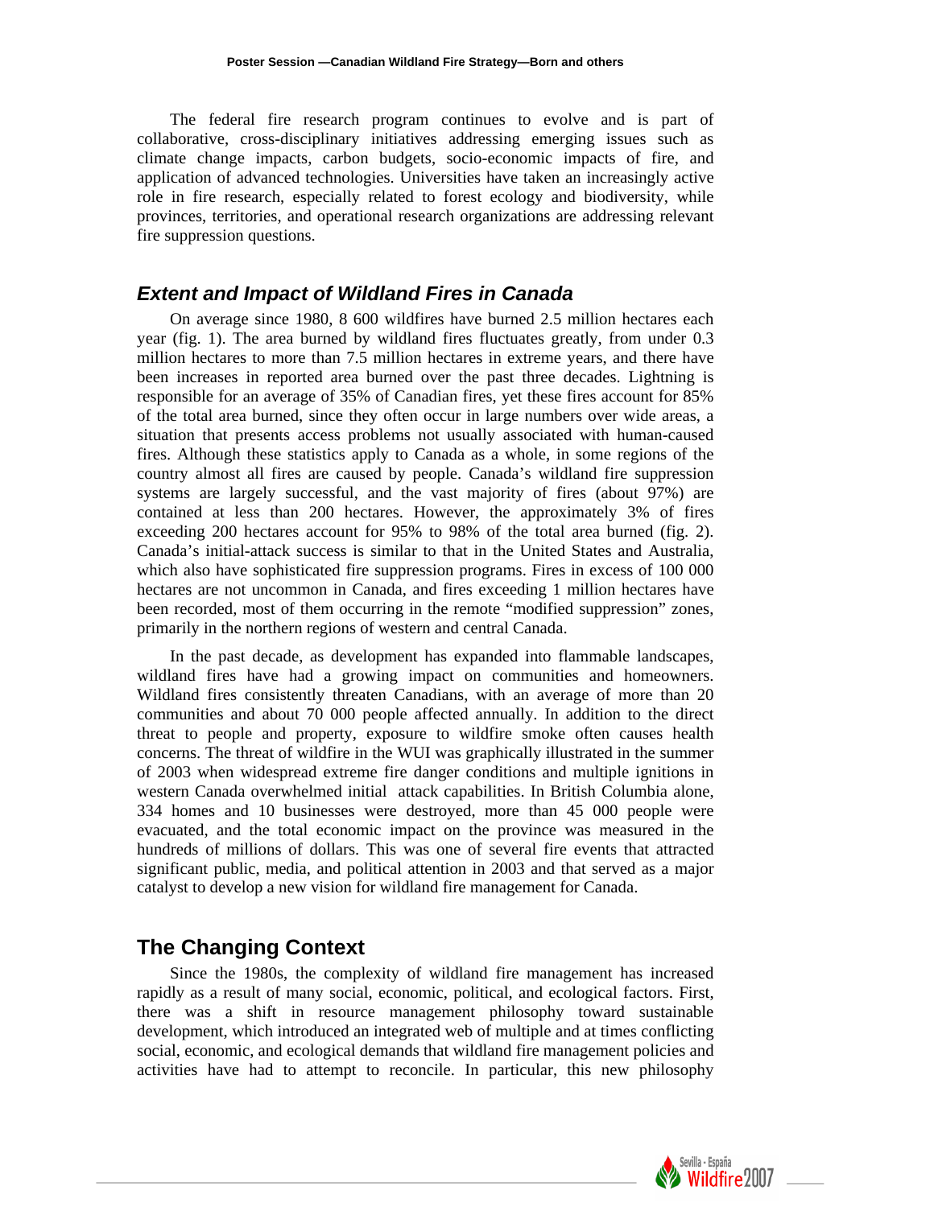The federal fire research program continues to evolve and is part of collaborative, cross-disciplinary initiatives addressing emerging issues such as climate change impacts, carbon budgets, socio-economic impacts of fire, and application of advanced technologies. Universities have taken an increasingly active role in fire research, especially related to forest ecology and biodiversity, while provinces, territories, and operational research organizations are addressing relevant fire suppression questions.

## *Extent and Impact of Wildland Fires in Canada*

On average since 1980, 8 600 wildfires have burned 2.5 million hectares each year (fig. 1). The area burned by wildland fires fluctuates greatly, from under 0.3 million hectares to more than 7.5 million hectares in extreme years, and there have been increases in reported area burned over the past three decades. Lightning is responsible for an average of 35% of Canadian fires, yet these fires account for 85% of the total area burned, since they often occur in large numbers over wide areas, a situation that presents access problems not usually associated with human-caused fires. Although these statistics apply to Canada as a whole, in some regions of the country almost all fires are caused by people. Canada's wildland fire suppression systems are largely successful, and the vast majority of fires (about 97%) are contained at less than 200 hectares. However, the approximately 3% of fires exceeding 200 hectares account for 95% to 98% of the total area burned (fig. 2). Canada's initial-attack success is similar to that in the United States and Australia, which also have sophisticated fire suppression programs. Fires in excess of 100 000 hectares are not uncommon in Canada, and fires exceeding 1 million hectares have been recorded, most of them occurring in the remote "modified suppression" zones, primarily in the northern regions of western and central Canada.

In the past decade, as development has expanded into flammable landscapes, wildland fires have had a growing impact on communities and homeowners. Wildland fires consistently threaten Canadians, with an average of more than 20 communities and about 70 000 people affected annually. In addition to the direct threat to people and property, exposure to wildfire smoke often causes health concerns. The threat of wildfire in the WUI was graphically illustrated in the summer of 2003 when widespread extreme fire danger conditions and multiple ignitions in western Canada overwhelmed initial attack capabilities. In British Columbia alone, 334 homes and 10 businesses were destroyed, more than 45 000 people were evacuated, and the total economic impact on the province was measured in the hundreds of millions of dollars. This was one of several fire events that attracted significant public, media, and political attention in 2003 and that served as a major catalyst to develop a new vision for wildland fire management for Canada.

## The Changing Context

Since the 1980s, the complexity of wildland fire management has increased rapidly as a result of many social, economic, political, and ecological factors. First, there was a shift in resource management philosophy toward sustainable development, which introduced an integrated web of multiple and at times conflicting social, economic, and ecological demands that wildland fire management policies and activities have had to attempt to reconcile. In particular, this new philosophy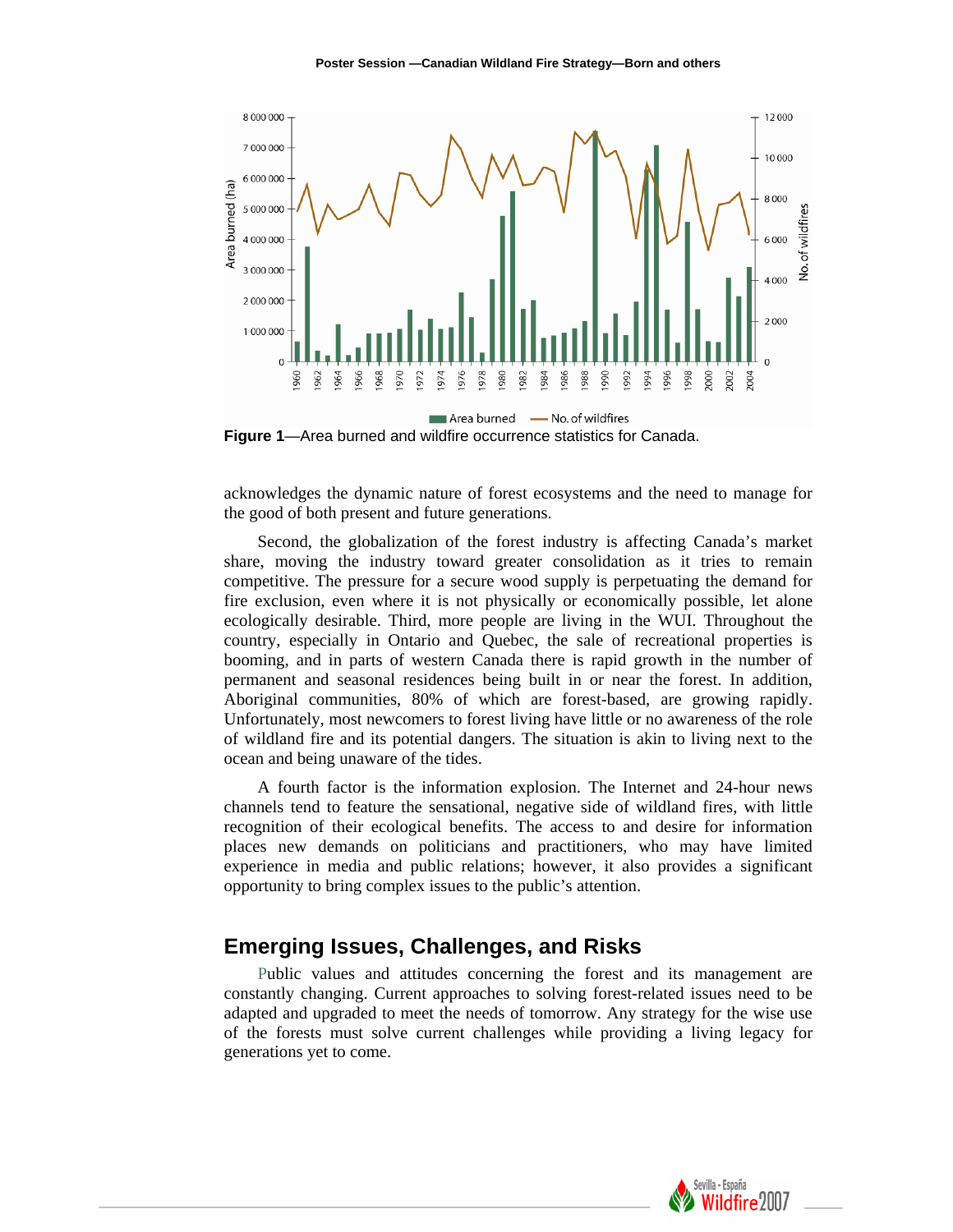Figure 1—Area burned and wildfire occurrence statistics for Canada.

acknowledges the dynamic nature of forest ecosystems and the need to manage for the good of both present and future generations.

Second, the globalization of the forest industry is affecting Canada's market share, moving the industry toward greater consolidation as it tries to remain competitive. The pressure for a secure wood supply is perpetuating the demand for fire exclusion, even where it is not physically or economically possible, let alone ecologically desirable. Third, more people are living in the WUI. Throughout the country, especially in Ontario and Quebec, the sale of recreational properties is booming, and in parts of western Canada there is rapid growth in the number of permanent and seasonal residences being built in or near the forest. In addition, Aboriginal communities, 80% of which are forest-based, are growing rapidly. Unfortunately, most newcomers to forest living have little or no awareness of the role of wildland fire and its potential dangers. The situation is akin to living next to the ocean and being unaware of the tides.

A fourth factor is the information explosion. The Internet and 24-hour news channels tend to feature the sensational, negative side of wildland fires, with little recognition of their ecological benefits. The access to and desire for information places new demands on politicians and practitioners, who may have limited experience in media and public relations; however, it also provides a significant opportunity to bring complex issues to the public's attention.

## Emerging Issues, Challenges, and Risks

Public values and attitudes concerning the forest and its management are constantly changing. Current approaches to solving forest-related issues need to be adapted and upgraded to meet the needs of tomorrow. Any strategy for the wise use of the forests must solve current challenges while providing a living legacy for generations yet to come.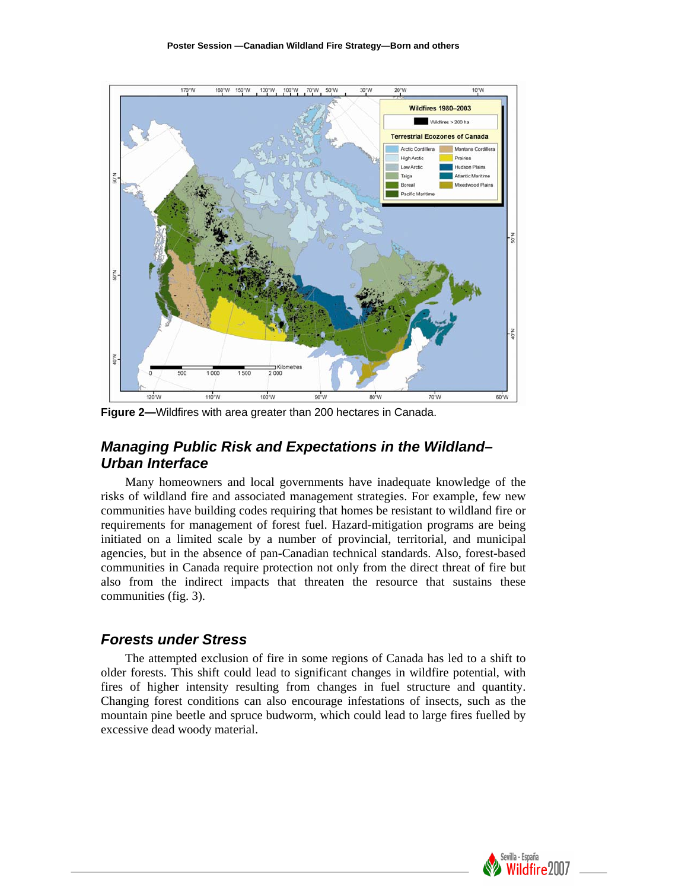Figure 2—Wildfires with area greater than 200 hectares in Canada.

## Managing Public Risk and Expectations in the Wildland–Urban Interface

Many homeowners and local governments have inadequate knowledge of the risks of wildland fire and associated management strategies. For example, few new communities have building codes requiring that homes be resistant to wildland fire or requirements for management of forest fuel. Hazard-mitigation programs are being initiated on a limited scale by a number of provincial, territorial, and municipal agencies, but in the absence of pan-Canadian technical standards. Also, forest-based communities in Canada require protection not only from the direct threat of fire but also from the indirect impacts that threaten the resource that sustains these communities (fig. 3).

## Forests under Stress

The attempted exclusion of fire in some regions of Canada has led to a shift to older forests. This shift could lead to significant changes in wildfire potential, with fires of higher intensity resulting from changes in fuel structure and quantity. Changing forest conditions can also encourage infestations of insects, such as the mountain pine beetle and spruce budworm, which could lead to large fires fuelled by excessive dead woody material.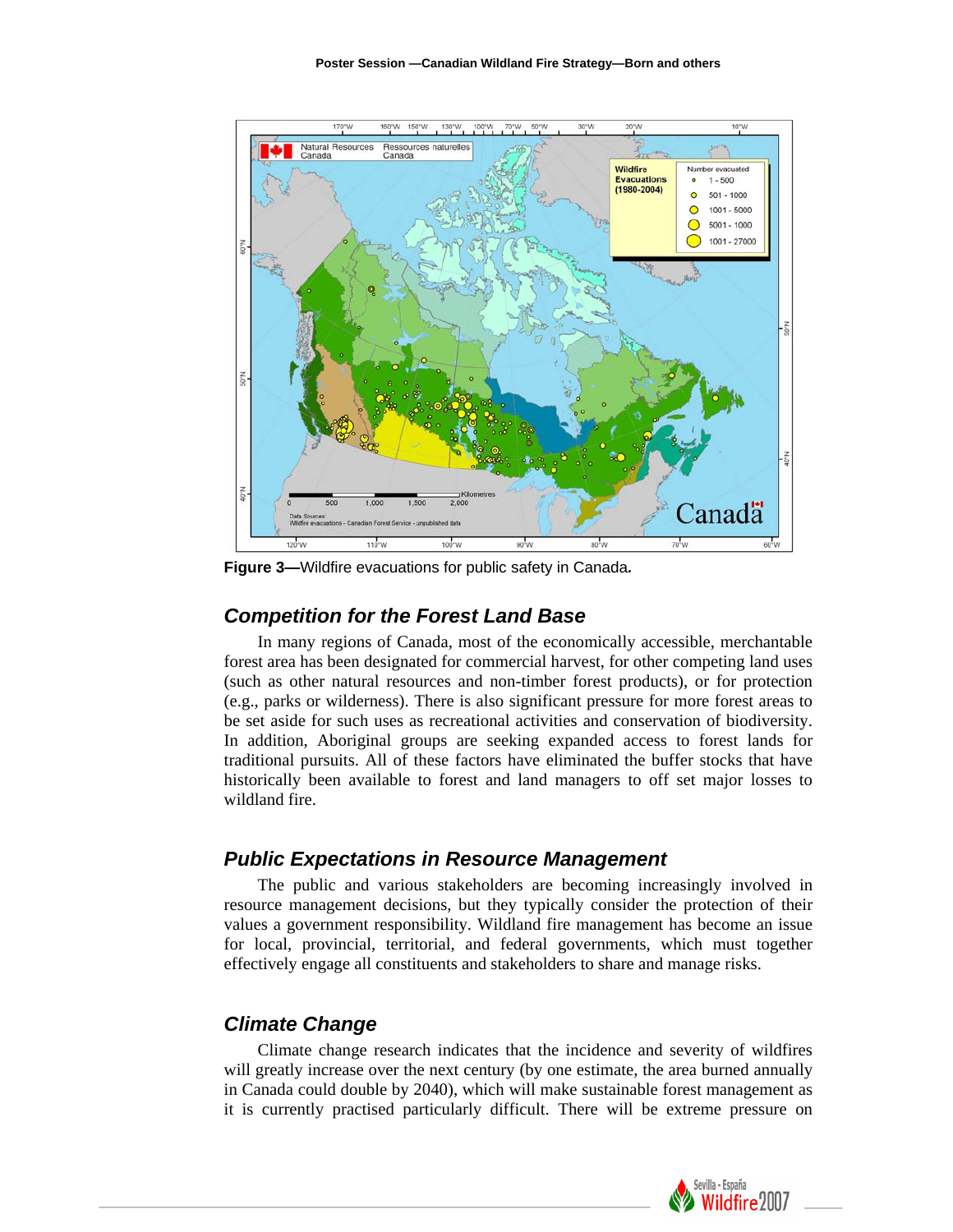Figure 3—Wildfire evacuations for public safety in Canada.

## Competition for the Forest Land Base

In many regions of Canada, most of the economically accessible, merchantable forest area has been designated for commercial harvest, for other competing land uses (such as other natural resources and non-timber forest products), or for protection (e.g., parks or wilderness). There is also significant pressure for more forest areas to be set aside for such uses as recreational activities and conservation of biodiversity. In addition, Aboriginal groups are seeking expanded access to forest lands for traditional pursuits. All of these factors have eliminated the buffer stocks that have historically been available to forest and land managers to off set major losses to wildland fire.

## Public Expectations in Resource Management

The public and various stakeholders are becoming increasingly involved in resource management decisions, but they typically consider the protection of their values a government responsibility. Wildland fire management has become an issue for local, provincial, territorial, and federal governments, which must together effectively engage all constituents and stakeholders to share and manage risks.

## Climate Change

Climate change research indicates that the incidence and severity of wildfires will greatly increase over the next century (by one estimate, the area burned annually in Canada could double by 2040), which will make sustainable forest management as it is currently practised particularly difficult. There will be extreme pressure on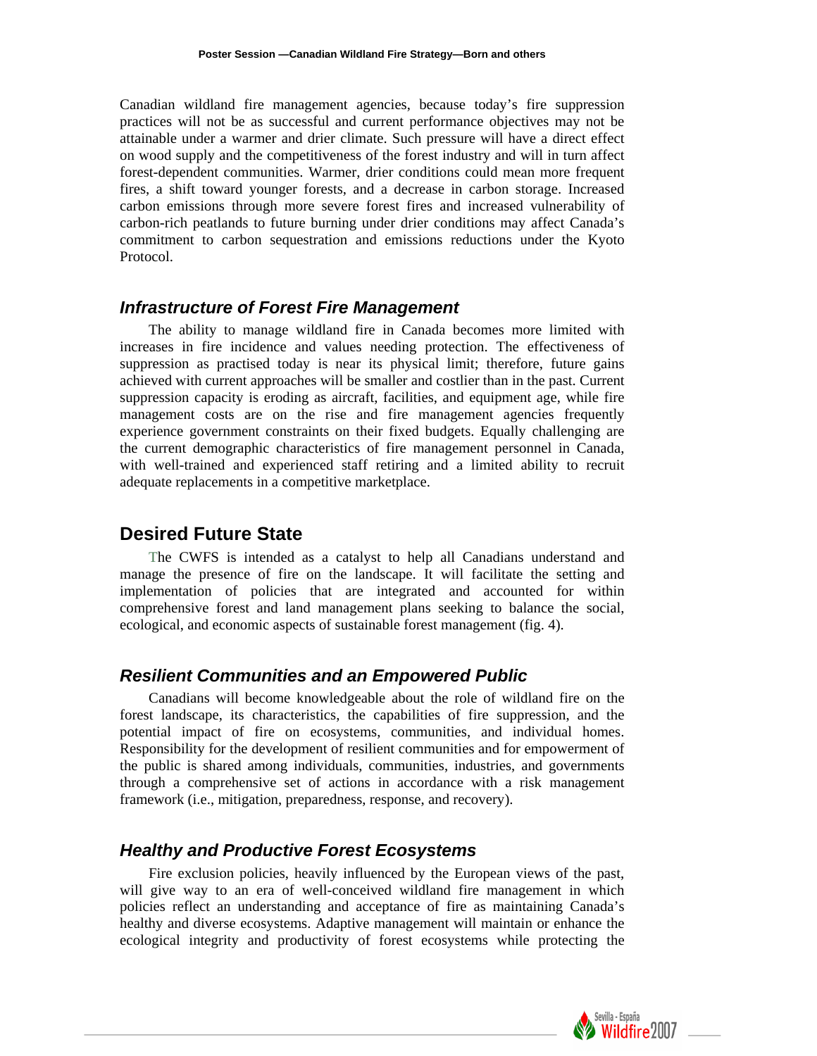Canadian wildland fire management agencies, because today's fire suppression practices will not be as successful and current performance objectives may not be attainable under a warmer and drier climate. Such pressure will have a direct effect on wood supply and the competitiveness of the forest industry and will in turn affect forest-dependent communities. Warmer, drier conditions could mean more frequent fires, a shift toward younger forests, and a decrease in carbon storage. Increased carbon emissions through more severe forest fires and increased vulnerability of carbon-rich peatlands to future burning under drier conditions may affect Canada's commitment to carbon sequestration and emissions reductions under the Kyoto Protocol.

### *Infrastructure of Forest Fire Management*

The ability to manage wildland fire in Canada becomes more limited with increases in fire incidence and values needing protection. The effectiveness of suppression as practised today is near its physical limit; therefore, future gains achieved with current approaches will be smaller and costlier than in the past. Current suppression capacity is eroding as aircraft, facilities, and equipment age, while fire management costs are on the rise and fire management agencies frequently experience government constraints on their fixed budgets. Equally challenging are the current demographic characteristics of fire management personnel in Canada, with well-trained and experienced staff retiring and a limited ability to recruit adequate replacements in a competitive marketplace.

## Desired Future State

The CWFS is intended as a catalyst to help all Canadians understand and manage the presence of fire on the landscape. It will facilitate the setting and implementation of policies that are integrated and accounted for within comprehensive forest and land management plans seeking to balance the social, ecological, and economic aspects of sustainable forest management (fig. 4).

### *Resilient Communities and an Empowered Public*

Canadians will become knowledgeable about the role of wildland fire on the forest landscape, its characteristics, the capabilities of fire suppression, and the potential impact of fire on ecosystems, communities, and individual homes. Responsibility for the development of resilient communities and for empowerment of the public is shared among individuals, communities, industries, and governments through a comprehensive set of actions in accordance with a risk management framework (i.e., mitigation, preparedness, response, and recovery).

### *Healthy and Productive Forest Ecosystems*

Fire exclusion policies, heavily influenced by the European views of the past, will give way to an era of well-conceived wildland fire management in which policies reflect an understanding and acceptance of fire as maintaining Canada's healthy and diverse ecosystems. Adaptive management will maintain or enhance the ecological integrity and productivity of forest ecosystems while protecting the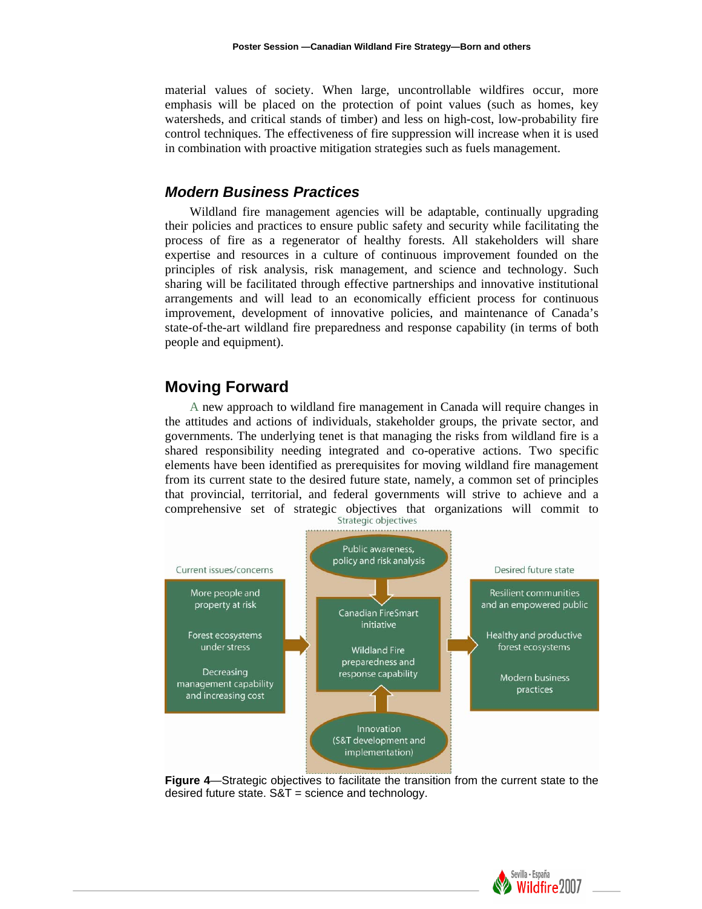material values of society. When large, uncontrollable wildfires occur, more emphasis will be placed on the protection of point values (such as homes, key watersheds, and critical stands of timber) and less on high-cost, low-probability fire control techniques. The effectiveness of fire suppression will increase when it is used in combination with proactive mitigation strategies such as fuels management.

### *Modern Business Practices*

Wildland fire management agencies will be adaptable, continually upgrading their policies and practices to ensure public safety and security while facilitating the process of fire as a regenerator of healthy forests. All stakeholders will share expertise and resources in a culture of continuous improvement founded on the principles of risk analysis, risk management, and science and technology. Such sharing will be facilitated through effective partnerships and innovative institutional arrangements and will lead to an economically efficient process for continuous improvement, development of innovative policies, and maintenance of Canada's state-of-the-art wildland fire preparedness and response capability (in terms of both people and equipment).

## Moving Forward

A new approach to wildland fire management in Canada will require changes in the attitudes and actions of individuals, stakeholder groups, the private sector, and governments. The underlying tenet is that managing the risks from wildland fire is a shared responsibility needing integrated and co-operative actions. Two specific elements have been identified as prerequisites for moving wildland fire management from its current state to the desired future state, namely, a common set of principles that provincial, territorial, and federal governments will strive to achieve and a comprehensive set of strategic objectives that organizations will commit to

Current issues/concerns: More people and property at risk; Forest ecosystems under stress; Decreasing management capability and increasing cost

Strategic objectives: Public awareness, policy and risk analysis; Canadian FireSmart initiative; Wildland Fire preparedness and response capability; Innovation (S&T development and implementation)

Desired future state: Resilient communities and an empowered public; Healthy and productive forest ecosystems; Modern business practices

**Figure 4**—Strategic objectives to facilitate the transition from the current state to the desired future state. S&T = science and technology.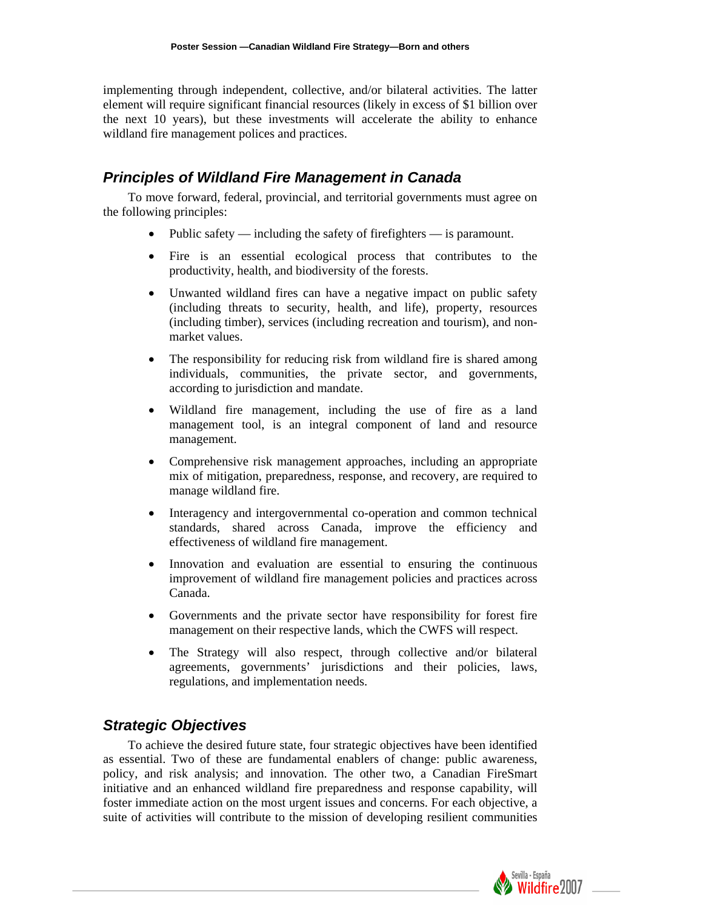implementing through independent, collective, and/or bilateral activities. The latter element will require significant financial resources (likely in excess of $1 billion over the next 10 years), but these investments will accelerate the ability to enhance wildland fire management polices and practices.

## *Principles of Wildland Fire Management in Canada*

To move forward, federal, provincial, and territorial governments must agree on the following principles:

- Public safety — including the safety of firefighters — is paramount.
- Fire is an essential ecological process that contributes to the productivity, health, and biodiversity of the forests.
- Unwanted wildland fires can have a negative impact on public safety (including threats to security, health, and life), property, resources (including timber), services (including recreation and tourism), and non-market values.
- The responsibility for reducing risk from wildland fire is shared among individuals, communities, the private sector, and governments, according to jurisdiction and mandate.
- Wildland fire management, including the use of fire as a land management tool, is an integral component of land and resource management.
- Comprehensive risk management approaches, including an appropriate mix of mitigation, preparedness, response, and recovery, are required to manage wildland fire.
- Interagency and intergovernmental co-operation and common technical standards, shared across Canada, improve the efficiency and effectiveness of wildland fire management.
- Innovation and evaluation are essential to ensuring the continuous improvement of wildland fire management policies and practices across Canada.
- Governments and the private sector have responsibility for forest fire management on their respective lands, which the CWFS will respect.
- The Strategy will also respect, through collective and/or bilateral agreements, governments' jurisdictions and their policies, laws, regulations, and implementation needs.

## *Strategic Objectives*

To achieve the desired future state, four strategic objectives have been identified as essential. Two of these are fundamental enablers of change: public awareness, policy, and risk analysis; and innovation. The other two, a Canadian FireSmart initiative and an enhanced wildland fire preparedness and response capability, will foster immediate action on the most urgent issues and concerns. For each objective, a suite of activities will contribute to the mission of developing resilient communities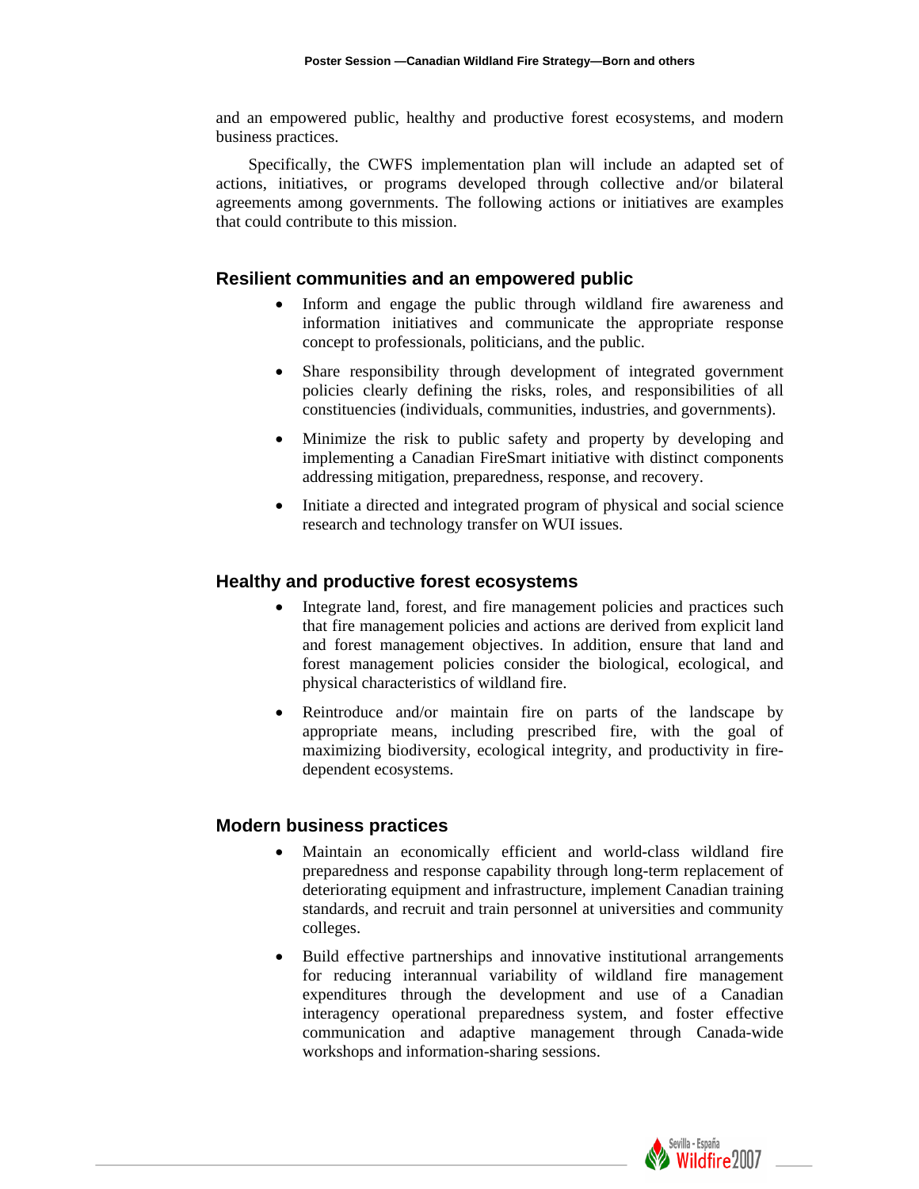and an empowered public, healthy and productive forest ecosystems, and modern business practices.

Specifically, the CWFS implementation plan will include an adapted set of actions, initiatives, or programs developed through collective and/or bilateral agreements among governments. The following actions or initiatives are examples that could contribute to this mission.

## Resilient communities and an empowered public

- Inform and engage the public through wildland fire awareness and information initiatives and communicate the appropriate response concept to professionals, politicians, and the public.
- Share responsibility through development of integrated government policies clearly defining the risks, roles, and responsibilities of all constituencies (individuals, communities, industries, and governments).
- Minimize the risk to public safety and property by developing and implementing a Canadian FireSmart initiative with distinct components addressing mitigation, preparedness, response, and recovery.
- Initiate a directed and integrated program of physical and social science research and technology transfer on WUI issues.

## Healthy and productive forest ecosystems

- Integrate land, forest, and fire management policies and practices such that fire management policies and actions are derived from explicit land and forest management objectives. In addition, ensure that land and forest management policies consider the biological, ecological, and physical characteristics of wildland fire.
- Reintroduce and/or maintain fire on parts of the landscape by appropriate means, including prescribed fire, with the goal of maximizing biodiversity, ecological integrity, and productivity in fire-dependent ecosystems.

## Modern business practices

- Maintain an economically efficient and world-class wildland fire preparedness and response capability through long-term replacement of deteriorating equipment and infrastructure, implement Canadian training standards, and recruit and train personnel at universities and community colleges.
- Build effective partnerships and innovative institutional arrangements for reducing interannual variability of wildland fire management expenditures through the development and use of a Canadian interagency operational preparedness system, and foster effective communication and adaptive management through Canada-wide workshops and information-sharing sessions.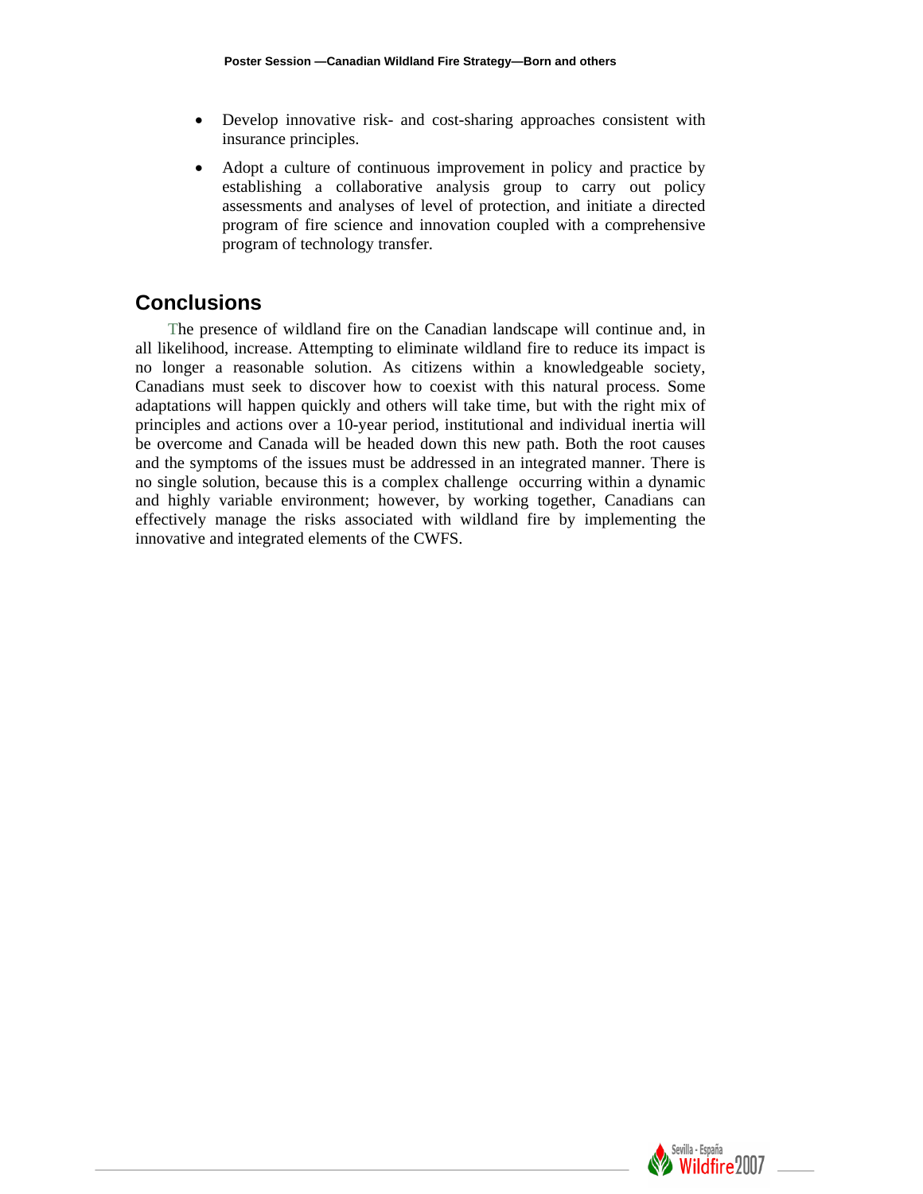- Develop innovative risk- and cost-sharing approaches consistent with insurance principles.
- Adopt a culture of continuous improvement in policy and practice by establishing a collaborative analysis group to carry out policy assessments and analyses of level of protection, and initiate a directed program of fire science and innovation coupled with a comprehensive program of technology transfer.

## Conclusions

The presence of wildland fire on the Canadian landscape will continue and, in all likelihood, increase. Attempting to eliminate wildland fire to reduce its impact is no longer a reasonable solution. As citizens within a knowledgeable society, Canadians must seek to discover how to coexist with this natural process. Some adaptations will happen quickly and others will take time, but with the right mix of principles and actions over a 10-year period, institutional and individual inertia will be overcome and Canada will be headed down this new path. Both the root causes and the symptoms of the issues must be addressed in an integrated manner. There is no single solution, because this is a complex challenge occurring within a dynamic and highly variable environment; however, by working together, Canadians can effectively manage the risks associated with wildland fire by implementing the innovative and integrated elements of the CWFS.